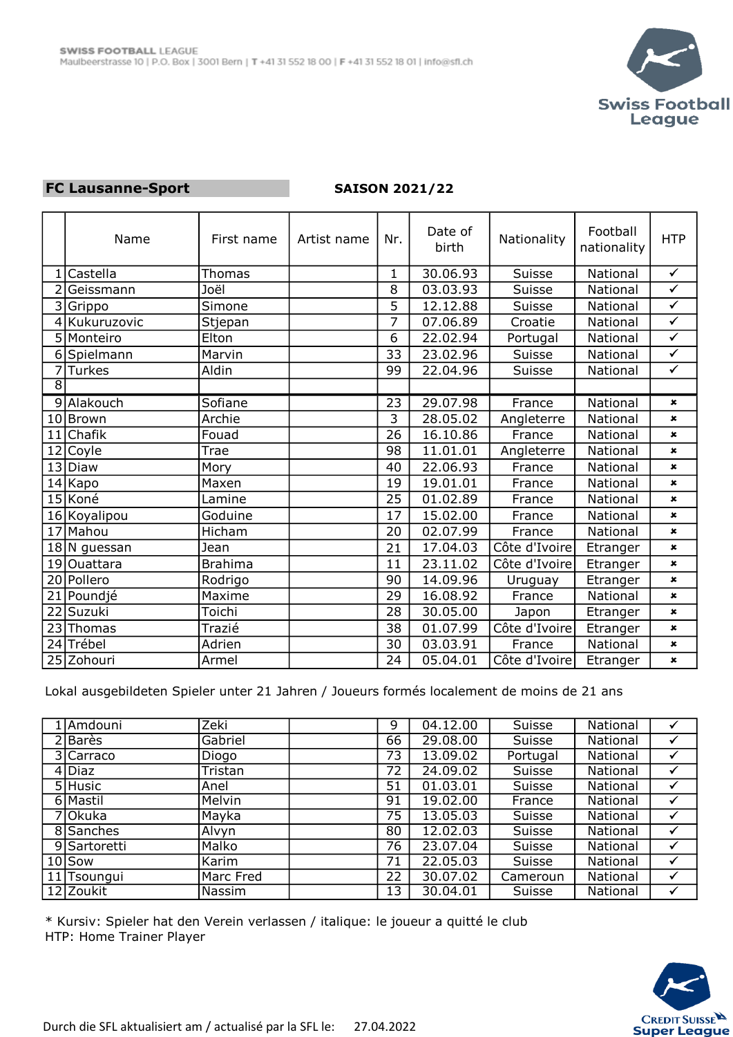SWISS FOOTBALL LEAGUE
Maulbeerstrasse 10 | P.O. Box | 3001 Bern | T +41 31 552 18 00 | F +41 31 552 18 01 | info@sfl.ch

**FC Lausanne-Sport** **SAISON 2021/22**

| | Name | First name | Artist name | Nr. | Date of birth | Nationality | Football nationality | HTP |
|---|---|---|---|---|---|---|---|---|
| 1 | Castella | Thomas | | 1 | 30.06.93 | Suisse | National | ✓ |
| 2 | Geissmann | Joël | | 8 | 03.03.93 | Suisse | National | ✓ |
| 3 | Grippo | Simone | | 5 | 12.12.88 | Suisse | National | ✓ |
| 4 | Kukuruzovic | Stjepan | | 7 | 07.06.89 | Croatie | National | ✓ |
| 5 | Monteiro | Elton | | 6 | 22.02.94 | Portugal | National | ✓ |
| 6 | Spielmann | Marvin | | 33 | 23.02.96 | Suisse | National | ✓ |
| 7 | Turkes | Aldin | | 99 | 22.04.96 | Suisse | National | ✓ |
| 8 | | | | | | | | |
| 9 | Alakouch | Sofiane | | 23 | 29.07.98 | France | National | ✗ |
| 10 | Brown | Archie | | 3 | 28.05.02 | Angleterre | National | ✗ |
| 11 | Chafik | Fouad | | 26 | 16.10.86 | France | National | ✗ |
| 12 | Coyle | Trae | | 98 | 11.01.01 | Angleterre | National | ✗ |
| 13 | Diaw | Mory | | 40 | 22.06.93 | France | National | ✗ |
| 14 | Kapo | Maxen | | 19 | 19.01.01 | France | National | ✗ |
| 15 | Koné | Lamine | | 25 | 01.02.89 | France | National | ✗ |
| 16 | Koyalipou | Goduine | | 17 | 15.02.00 | France | National | ✗ |
| 17 | Mahou | Hicham | | 20 | 02.07.99 | France | National | ✗ |
| 18 | N guessan | Jean | | 21 | 17.04.03 | Côte d'Ivoire | Etranger | ✗ |
| 19 | Ouattara | Brahima | | 11 | 23.11.02 | Côte d'Ivoire | Etranger | ✗ |
| 20 | Pollero | Rodrigo | | 90 | 14.09.96 | Uruguay | Etranger | ✗ |
| 21 | Poundjé | Maxime | | 29 | 16.08.92 | France | National | ✗ |
| 22 | Suzuki | Toichi | | 28 | 30.05.00 | Japon | Etranger | ✗ |
| 23 | Thomas | Trazié | | 38 | 01.07.99 | Côte d'Ivoire | Etranger | ✗ |
| 24 | Trébel | Adrien | | 30 | 03.03.91 | France | National | ✗ |
| 25 | Zohouri | Armel | | 24 | 05.04.01 | Côte d'Ivoire | Etranger | ✗ |

Lokal ausgebildeten Spieler unter 21 Jahren / Joueurs formés localement de moins de 21 ans

| | Name | First name | Artist name | Nr. | Date of birth | Nationality | Football nationality | HTP |
|---|---|---|---|---|---|---|---|---|
| 1 | Amdouni | Zeki | | 9 | 04.12.00 | Suisse | National | ✓ |
| 2 | Barès | Gabriel | | 66 | 29.08.00 | Suisse | National | ✓ |
| 3 | Carraco | Diogo | | 73 | 13.09.02 | Portugal | National | ✓ |
| 4 | Diaz | Tristan | | 72 | 24.09.02 | Suisse | National | ✓ |
| 5 | Husic | Anel | | 51 | 01.03.01 | Suisse | National | ✓ |
| 6 | Mastil | Melvin | | 91 | 19.02.00 | France | National | ✓ |
| 7 | Okuka | Mayka | | 75 | 13.05.03 | Suisse | National | ✓ |
| 8 | Sanches | Alvyn | | 80 | 12.02.03 | Suisse | National | ✓ |
| 9 | Sartoretti | Malko | | 76 | 23.07.04 | Suisse | National | ✓ |
| 10 | Sow | Karim | | 71 | 22.05.03 | Suisse | National | ✓ |
| 11 | Tsoungui | Marc Fred | | 22 | 30.07.02 | Cameroun | National | ✓ |
| 12 | Zoukit | Nassim | | 13 | 30.04.01 | Suisse | National | ✓ |

\* Kursiv: Spieler hat den Verein verlassen / italique: le joueur a quitté le club
HTP: Home Trainer Player

Durch die SFL aktualisiert am / actualisé par la SFL le: 27.04.2022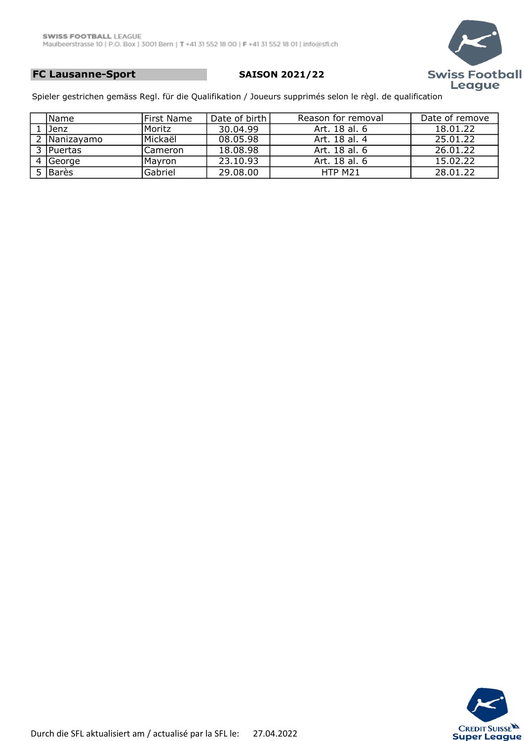SWISS FOOTBALL LEAGUE
Maulbeerstrasse 10 | P.O. Box | 3001 Bern | T +41 31 552 18 00 | F +41 31 552 18 01 | info@sfl.ch

**FC Lausanne-Sport** **SAISON 2021/22**

Spieler gestrichen gemäss Regl. für die Qualifikation / Joueurs supprimés selon le règl. de qualification

| | Name | First Name | Date of birth | Reason for removal | Date of remove |
|---|---|---|---|---|---|
| 1 | Jenz | Moritz | 30.04.99 | Art. 18 al. 6 | 18.01.22 |
| 2 | Nanizayamo | Mickaël | 08.05.98 | Art. 18 al. 4 | 25.01.22 |
| 3 | Puertas | Cameron | 18.08.98 | Art. 18 al. 6 | 26.01.22 |
| 4 | George | Mayron | 23.10.93 | Art. 18 al. 6 | 15.02.22 |
| 5 | Barès | Gabriel | 29.08.00 | HTP M21 | 28.01.22 |

Durch die SFL aktualisiert am / actualisé par la SFL le: 27.04.2022